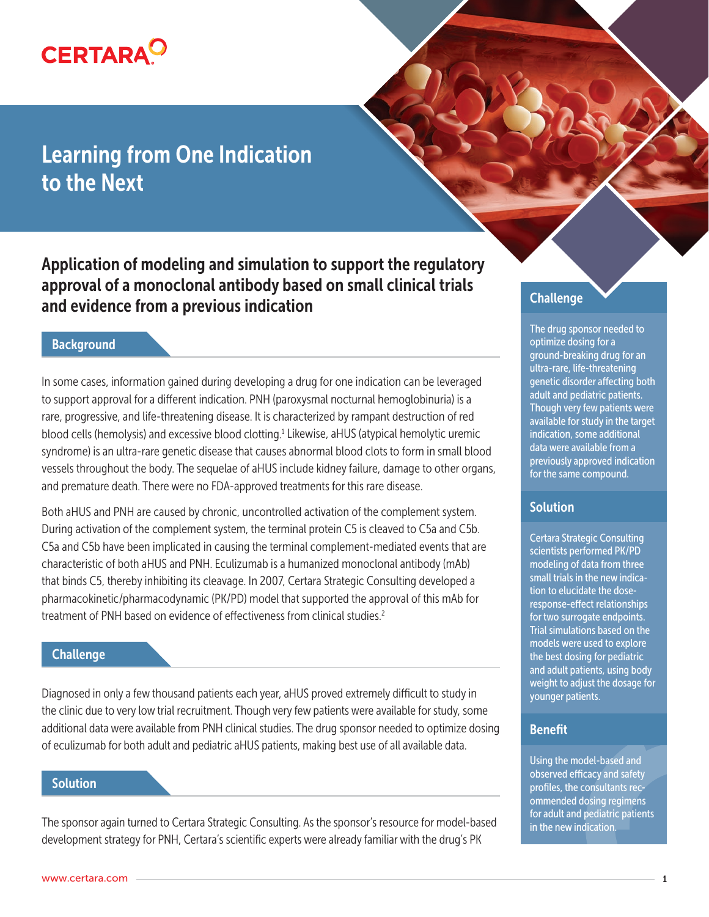# Learning from One Indication to the Next

## Application of modeling and simulation to support the regulatory approval of a monoclonal antibody based on small clinical trials and evidence from a previous indication

### Background

In some cases, information gained during developing a drug for one indication can be leveraged to support approval for a different indication. PNH (paroxysmal nocturnal hemoglobinuria) is a rare, progressive, and life-threatening disease. It is characterized by rampant destruction of red blood cells (hemolysis) and excessive blood clotting.[1] Likewise, aHUS (atypical hemolytic uremic syndrome) is an ultra-rare genetic disease that causes abnormal blood clots to form in small blood vessels throughout the body. The sequelae of aHUS include kidney failure, damage to other organs, and premature death. There were no FDA-approved treatments for this rare disease.

Both aHUS and PNH are caused by chronic, uncontrolled activation of the complement system. During activation of the complement system, the terminal protein C5 is cleaved to C5a and C5b. C5a and C5b have been implicated in causing the terminal complement-mediated events that are characteristic of both aHUS and PNH. Eculizumab is a humanized monoclonal antibody (mAb) that binds C5, thereby inhibiting its cleavage. In 2007, Certara Strategic Consulting developed a pharmacokinetic/pharmacodynamic (PK/PD) model that supported the approval of this mAb for treatment of PNH based on evidence of effectiveness from clinical studies.[2]

### Challenge

Diagnosed in only a few thousand patients each year, aHUS proved extremely difficult to study in the clinic due to very low trial recruitment. Though very few patients were available for study, some additional data were available from PNH clinical studies. The drug sponsor needed to optimize dosing of eculizumab for both adult and pediatric aHUS patients, making best use of all available data.

### Solution

The sponsor again turned to Certara Strategic Consulting. As the sponsor's resource for model-based development strategy for PNH, Certara's scientific experts were already familiar with the drug's PK

---

### Challenge

The drug sponsor needed to optimize dosing for a ground-breaking drug for an ultra-rare, life-threatening genetic disorder affecting both adult and pediatric patients. Though very few patients were available for study in the target indication, some additional data were available from a previously approved indication for the same compound.

### Solution

Certara Strategic Consulting scientists performed PK/PD modeling of data from three small trials in the new indication to elucidate the dose-response-effect relationships for two surrogate endpoints. Trial simulations based on the models were used to explore the best dosing for pediatric and adult patients, using body weight to adjust the dosage for younger patients.

### Benefit

Using the model-based and observed efficacy and safety profiles, the consultants recommended dosing regimens for adult and pediatric patients in the new indication.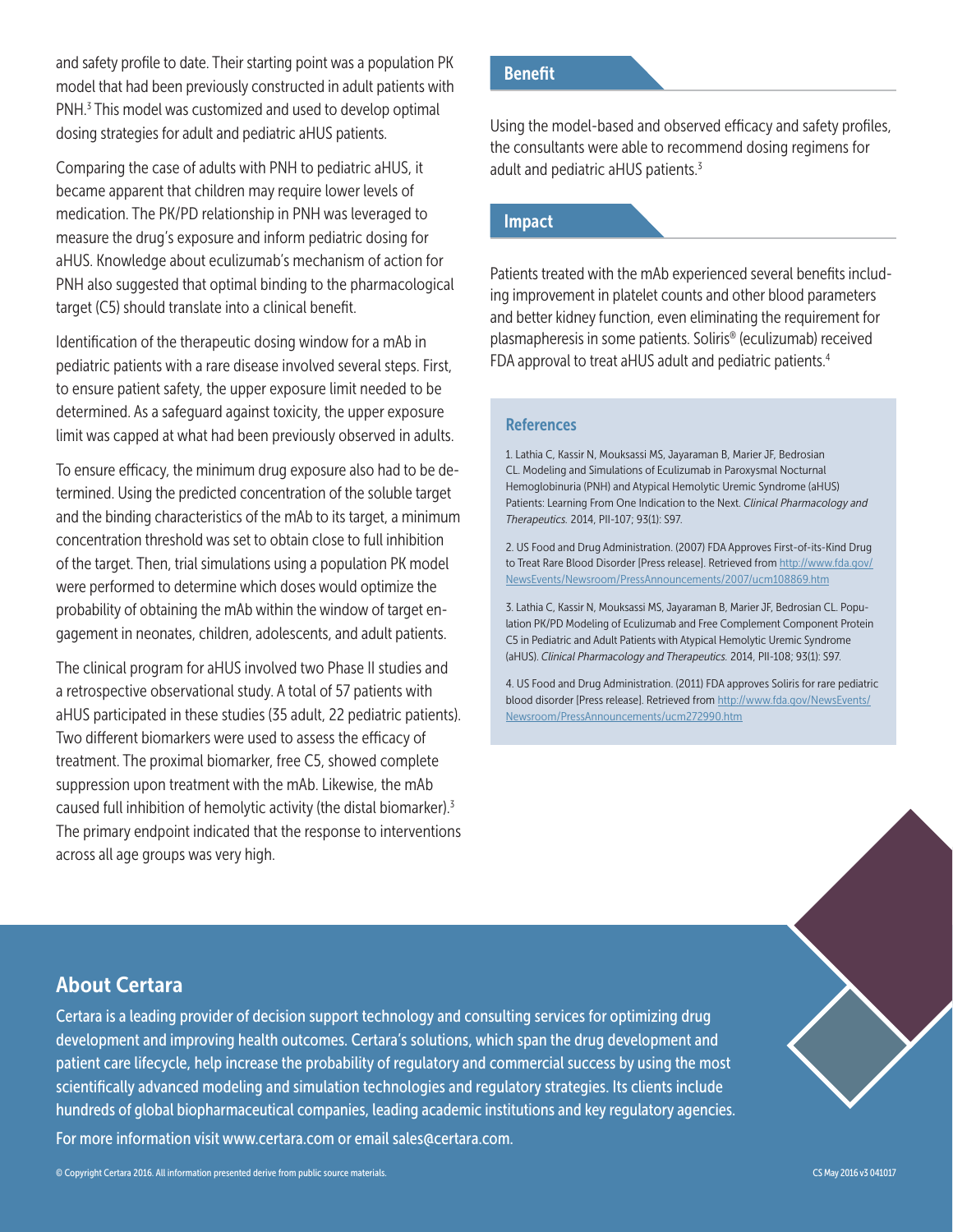and safety profile to date. Their starting point was a population PK model that had been previously constructed in adult patients with PNH.[3] This model was customized and used to develop optimal dosing strategies for adult and pediatric aHUS patients.

Comparing the case of adults with PNH to pediatric aHUS, it became apparent that children may require lower levels of medication. The PK/PD relationship in PNH was leveraged to measure the drug's exposure and inform pediatric dosing for aHUS. Knowledge about eculizumab's mechanism of action for PNH also suggested that optimal binding to the pharmacological target (C5) should translate into a clinical benefit.

Identification of the therapeutic dosing window for a mAb in pediatric patients with a rare disease involved several steps. First, to ensure patient safety, the upper exposure limit needed to be determined. As a safeguard against toxicity, the upper exposure limit was capped at what had been previously observed in adults.

To ensure efficacy, the minimum drug exposure also had to be determined. Using the predicted concentration of the soluble target and the binding characteristics of the mAb to its target, a minimum concentration threshold was set to obtain close to full inhibition of the target. Then, trial simulations using a population PK model were performed to determine which doses would optimize the probability of obtaining the mAb within the window of target engagement in neonates, children, adolescents, and adult patients.

The clinical program for aHUS involved two Phase II studies and a retrospective observational study. A total of 57 patients with aHUS participated in these studies (35 adult, 22 pediatric patients). Two different biomarkers were used to assess the efficacy of treatment. The proximal biomarker, free C5, showed complete suppression upon treatment with the mAb. Likewise, the mAb caused full inhibition of hemolytic activity (the distal biomarker).[3] The primary endpoint indicated that the response to interventions across all age groups was very high.

## Benefit

Using the model-based and observed efficacy and safety profiles, the consultants were able to recommend dosing regimens for adult and pediatric aHUS patients.[3]

## Impact

Patients treated with the mAb experienced several benefits including improvement in platelet counts and other blood parameters and better kidney function, even eliminating the requirement for plasmapheresis in some patients. Soliris® (eculizumab) received FDA approval to treat aHUS adult and pediatric patients.[4]

### References

1. Lathia C, Kassir N, Mouksassi MS, Jayaraman B, Marier JF, Bedrosian CL. Modeling and Simulations of Eculizumab in Paroxysmal Nocturnal Hemoglobinuria (PNH) and Atypical Hemolytic Uremic Syndrome (aHUS) Patients: Learning From One Indication to the Next. *Clinical Pharmacology and Therapeutics.* 2014, PII-107; 93(1): S97.

2. US Food and Drug Administration. (2007) FDA Approves First-of-its-Kind Drug to Treat Rare Blood Disorder [Press release]. Retrieved from http://www.fda.gov/NewsEvents/Newsroom/PressAnnouncements/2007/ucm108869.htm

3. Lathia C, Kassir N, Mouksassi MS, Jayaraman B, Marier JF, Bedrosian CL. Population PK/PD Modeling of Eculizumab and Free Complement Component Protein C5 in Pediatric and Adult Patients with Atypical Hemolytic Uremic Syndrome (aHUS). *Clinical Pharmacology and Therapeutics.* 2014, PII-108; 93(1): S97.

4. US Food and Drug Administration. (2011) FDA approves Soliris for rare pediatric blood disorder [Press release]. Retrieved from http://www.fda.gov/NewsEvents/Newsroom/PressAnnouncements/ucm272990.htm

## About Certara

Certara is a leading provider of decision support technology and consulting services for optimizing drug development and improving health outcomes. Certara's solutions, which span the drug development and patient care lifecycle, help increase the probability of regulatory and commercial success by using the most scientifically advanced modeling and simulation technologies and regulatory strategies. Its clients include hundreds of global biopharmaceutical companies, leading academic institutions and key regulatory agencies.

For more information visit www.certara.com or email sales@certara.com.

© Copyright Certara 2016. All information presented derive from public source materials.

CS May 2016 v3 041017